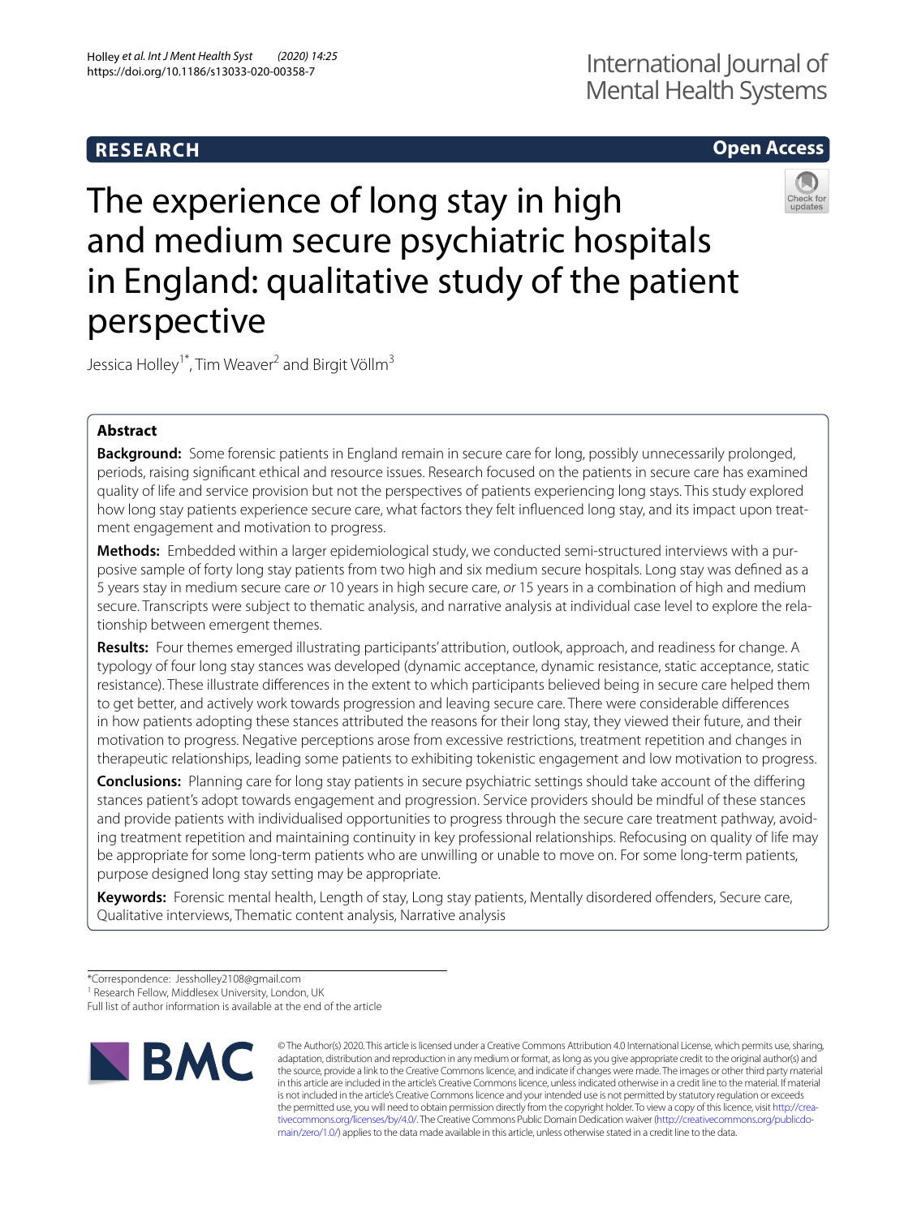RESEARCH

Open Access

# The experience of long stay in high and medium secure psychiatric hospitals in England: qualitative study of the patient perspective

Jessica Holley[1*], Tim Weaver[2] and Birgit Völlm[3]

## Abstract

**Background:** Some forensic patients in England remain in secure care for long, possibly unnecessarily prolonged, periods, raising significant ethical and resource issues. Research focused on the patients in secure care has examined quality of life and service provision but not the perspectives of patients experiencing long stays. This study explored how long stay patients experience secure care, what factors they felt influenced long stay, and its impact upon treatment engagement and motivation to progress.

**Methods:** Embedded within a larger epidemiological study, we conducted semi-structured interviews with a purposive sample of forty long stay patients from two high and six medium secure hospitals. Long stay was defined as a 5 years stay in medium secure care *or* 10 years in high secure care, *or* 15 years in a combination of high and medium secure. Transcripts were subject to thematic analysis, and narrative analysis at individual case level to explore the relationship between emergent themes.

**Results:** Four themes emerged illustrating participants' attribution, outlook, approach, and readiness for change. A typology of four long stay stances was developed (dynamic acceptance, dynamic resistance, static acceptance, static resistance). These illustrate differences in the extent to which participants believed being in secure care helped them to get better, and actively work towards progression and leaving secure care. There were considerable differences in how patients adopting these stances attributed the reasons for their long stay, they viewed their future, and their motivation to progress. Negative perceptions arose from excessive restrictions, treatment repetition and changes in therapeutic relationships, leading some patients to exhibiting tokenistic engagement and low motivation to progress.

**Conclusions:** Planning care for long stay patients in secure psychiatric settings should take account of the differing stances patient's adopt towards engagement and progression. Service providers should be mindful of these stances and provide patients with individualised opportunities to progress through the secure care treatment pathway, avoiding treatment repetition and maintaining continuity in key professional relationships. Refocusing on quality of life may be appropriate for some long-term patients who are unwilling or unable to move on. For some long-term patients, purpose designed long stay setting may be appropriate.

**Keywords:** Forensic mental health, Length of stay, Long stay patients, Mentally disordered offenders, Secure care, Qualitative interviews, Thematic content analysis, Narrative analysis

*Correspondence: Jessholley2108@gmail.com
[1] Research Fellow, Middlesex University, London, UK
Full list of author information is available at the end of the article

© The Author(s) 2020. This article is licensed under a Creative Commons Attribution 4.0 International License, which permits use, sharing, adaptation, distribution and reproduction in any medium or format, as long as you give appropriate credit to the original author(s) and the source, provide a link to the Creative Commons licence, and indicate if changes were made. The images or other third party material in this article are included in the article's Creative Commons licence, unless indicated otherwise in a credit line to the material. If material is not included in the article's Creative Commons licence and your intended use is not permitted by statutory regulation or exceeds the permitted use, you will need to obtain permission directly from the copyright holder. To view a copy of this licence, visit http://creativecommons.org/licenses/by/4.0/. The Creative Commons Public Domain Dedication waiver (http://creativecommons.org/publicdomain/zero/1.0/) applies to the data made available in this article, unless otherwise stated in a credit line to the data.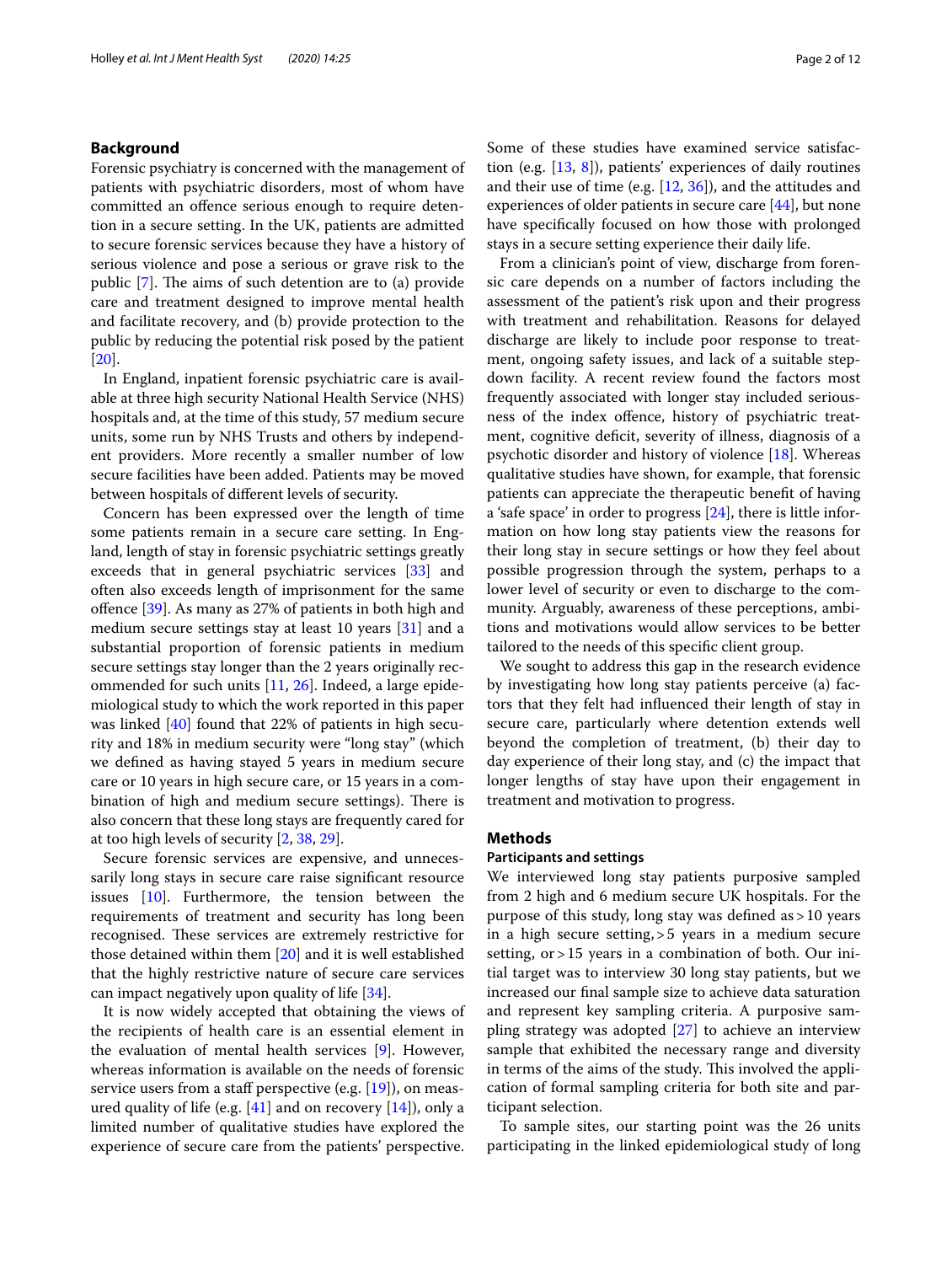## Background

Forensic psychiatry is concerned with the management of patients with psychiatric disorders, most of whom have committed an offence serious enough to require detention in a secure setting. In the UK, patients are admitted to secure forensic services because they have a history of serious violence and pose a serious or grave risk to the public [7]. The aims of such detention are to (a) provide care and treatment designed to improve mental health and facilitate recovery, and (b) provide protection to the public by reducing the potential risk posed by the patient [20].

In England, inpatient forensic psychiatric care is available at three high security National Health Service (NHS) hospitals and, at the time of this study, 57 medium secure units, some run by NHS Trusts and others by independent providers. More recently a smaller number of low secure facilities have been added. Patients may be moved between hospitals of different levels of security.

Concern has been expressed over the length of time some patients remain in a secure care setting. In England, length of stay in forensic psychiatric settings greatly exceeds that in general psychiatric services [33] and often also exceeds length of imprisonment for the same offence [39]. As many as 27% of patients in both high and medium secure settings stay at least 10 years [31] and a substantial proportion of forensic patients in medium secure settings stay longer than the 2 years originally recommended for such units [11, 26]. Indeed, a large epidemiological study to which the work reported in this paper was linked [40] found that 22% of patients in high security and 18% in medium security were "long stay" (which we defined as having stayed 5 years in medium secure care or 10 years in high secure care, or 15 years in a combination of high and medium secure settings). There is also concern that these long stays are frequently cared for at too high levels of security [2, 38, 29].

Secure forensic services are expensive, and unnecessarily long stays in secure care raise significant resource issues [10]. Furthermore, the tension between the requirements of treatment and security has long been recognised. These services are extremely restrictive for those detained within them [20] and it is well established that the highly restrictive nature of secure care services can impact negatively upon quality of life [34].

It is now widely accepted that obtaining the views of the recipients of health care is an essential element in the evaluation of mental health services [9]. However, whereas information is available on the needs of forensic service users from a staff perspective (e.g. [19]), on measured quality of life (e.g. [41] and on recovery [14]), only a limited number of qualitative studies have explored the experience of secure care from the patients' perspective. Some of these studies have examined service satisfaction (e.g. [13, 8]), patients' experiences of daily routines and their use of time (e.g. [12, 36]), and the attitudes and experiences of older patients in secure care [44], but none have specifically focused on how those with prolonged stays in a secure setting experience their daily life.

From a clinician's point of view, discharge from forensic care depends on a number of factors including the assessment of the patient's risk upon and their progress with treatment and rehabilitation. Reasons for delayed discharge are likely to include poor response to treatment, ongoing safety issues, and lack of a suitable step-down facility. A recent review found the factors most frequently associated with longer stay included seriousness of the index offence, history of psychiatric treatment, cognitive deficit, severity of illness, diagnosis of a psychotic disorder and history of violence [18]. Whereas qualitative studies have shown, for example, that forensic patients can appreciate the therapeutic benefit of having a 'safe space' in order to progress [24], there is little information on how long stay patients view the reasons for their long stay in secure settings or how they feel about possible progression through the system, perhaps to a lower level of security or even to discharge to the community. Arguably, awareness of these perceptions, ambitions and motivations would allow services to be better tailored to the needs of this specific client group.

We sought to address this gap in the research evidence by investigating how long stay patients perceive (a) factors that they felt had influenced their length of stay in secure care, particularly where detention extends well beyond the completion of treatment, (b) their day to day experience of their long stay, and (c) the impact that longer lengths of stay have upon their engagement in treatment and motivation to progress.

## Methods

### Participants and settings

We interviewed long stay patients purposive sampled from 2 high and 6 medium secure UK hospitals. For the purpose of this study, long stay was defined as > 10 years in a high secure setting, > 5 years in a medium secure setting, or > 15 years in a combination of both. Our initial target was to interview 30 long stay patients, but we increased our final sample size to achieve data saturation and represent key sampling criteria. A purposive sampling strategy was adopted [27] to achieve an interview sample that exhibited the necessary range and diversity in terms of the aims of the study. This involved the application of formal sampling criteria for both site and participant selection.

To sample sites, our starting point was the 26 units participating in the linked epidemiological study of long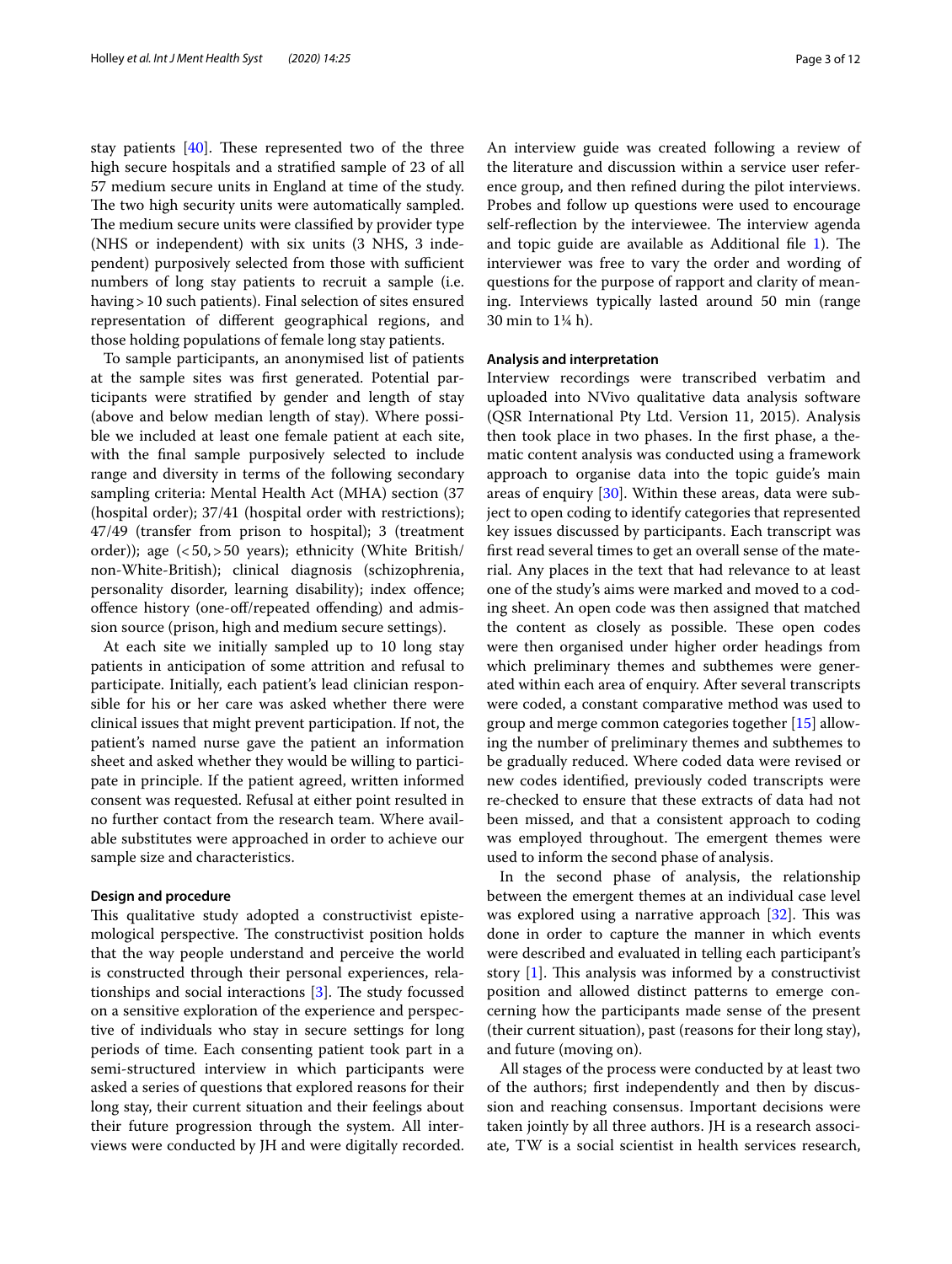stay patients [40]. These represented two of the three high secure hospitals and a stratified sample of 23 of all 57 medium secure units in England at time of the study. The two high security units were automatically sampled. The medium secure units were classified by provider type (NHS or independent) with six units (3 NHS, 3 independent) purposively selected from those with sufficient numbers of long stay patients to recruit a sample (i.e. having > 10 such patients). Final selection of sites ensured representation of different geographical regions, and those holding populations of female long stay patients.

To sample participants, an anonymised list of patients at the sample sites was first generated. Potential participants were stratified by gender and length of stay (above and below median length of stay). Where possible we included at least one female patient at each site, with the final sample purposively selected to include range and diversity in terms of the following secondary sampling criteria: Mental Health Act (MHA) section (37 (hospital order); 37/41 (hospital order with restrictions); 47/49 (transfer from prison to hospital); 3 (treatment order)); age (< 50, > 50 years); ethnicity (White British/non-White-British); clinical diagnosis (schizophrenia, personality disorder, learning disability); index offence; offence history (one-off/repeated offending) and admission source (prison, high and medium secure settings).

At each site we initially sampled up to 10 long stay patients in anticipation of some attrition and refusal to participate. Initially, each patient's lead clinician responsible for his or her care was asked whether there were clinical issues that might prevent participation. If not, the patient's named nurse gave the patient an information sheet and asked whether they would be willing to participate in principle. If the patient agreed, written informed consent was requested. Refusal at either point resulted in no further contact from the research team. Where available substitutes were approached in order to achieve our sample size and characteristics.

### Design and procedure

This qualitative study adopted a constructivist epistemological perspective. The constructivist position holds that the way people understand and perceive the world is constructed through their personal experiences, relationships and social interactions [3]. The study focussed on a sensitive exploration of the experience and perspective of individuals who stay in secure settings for long periods of time. Each consenting patient took part in a semi-structured interview in which participants were asked a series of questions that explored reasons for their long stay, their current situation and their feelings about their future progression through the system. All interviews were conducted by JH and were digitally recorded. An interview guide was created following a review of the literature and discussion within a service user reference group, and then refined during the pilot interviews. Probes and follow up questions were used to encourage self-reflection by the interviewee. The interview agenda and topic guide are available as Additional file 1). The interviewer was free to vary the order and wording of questions for the purpose of rapport and clarity of meaning. Interviews typically lasted around 50 min (range 30 min to 1¼ h).

### Analysis and interpretation

Interview recordings were transcribed verbatim and uploaded into NVivo qualitative data analysis software (QSR International Pty Ltd. Version 11, 2015). Analysis then took place in two phases. In the first phase, a thematic content analysis was conducted using a framework approach to organise data into the topic guide's main areas of enquiry [30]. Within these areas, data were subject to open coding to identify categories that represented key issues discussed by participants. Each transcript was first read several times to get an overall sense of the material. Any places in the text that had relevance to at least one of the study's aims were marked and moved to a coding sheet. An open code was then assigned that matched the content as closely as possible. These open codes were then organised under higher order headings from which preliminary themes and subthemes were generated within each area of enquiry. After several transcripts were coded, a constant comparative method was used to group and merge common categories together [15] allowing the number of preliminary themes and subthemes to be gradually reduced. Where coded data were revised or new codes identified, previously coded transcripts were re-checked to ensure that these extracts of data had not been missed, and that a consistent approach to coding was employed throughout. The emergent themes were used to inform the second phase of analysis.

In the second phase of analysis, the relationship between the emergent themes at an individual case level was explored using a narrative approach [32]. This was done in order to capture the manner in which events were described and evaluated in telling each participant's story [1]. This analysis was informed by a constructivist position and allowed distinct patterns to emerge concerning how the participants made sense of the present (their current situation), past (reasons for their long stay), and future (moving on).

All stages of the process were conducted by at least two of the authors; first independently and then by discussion and reaching consensus. Important decisions were taken jointly by all three authors. JH is a research associate, TW is a social scientist in health services research,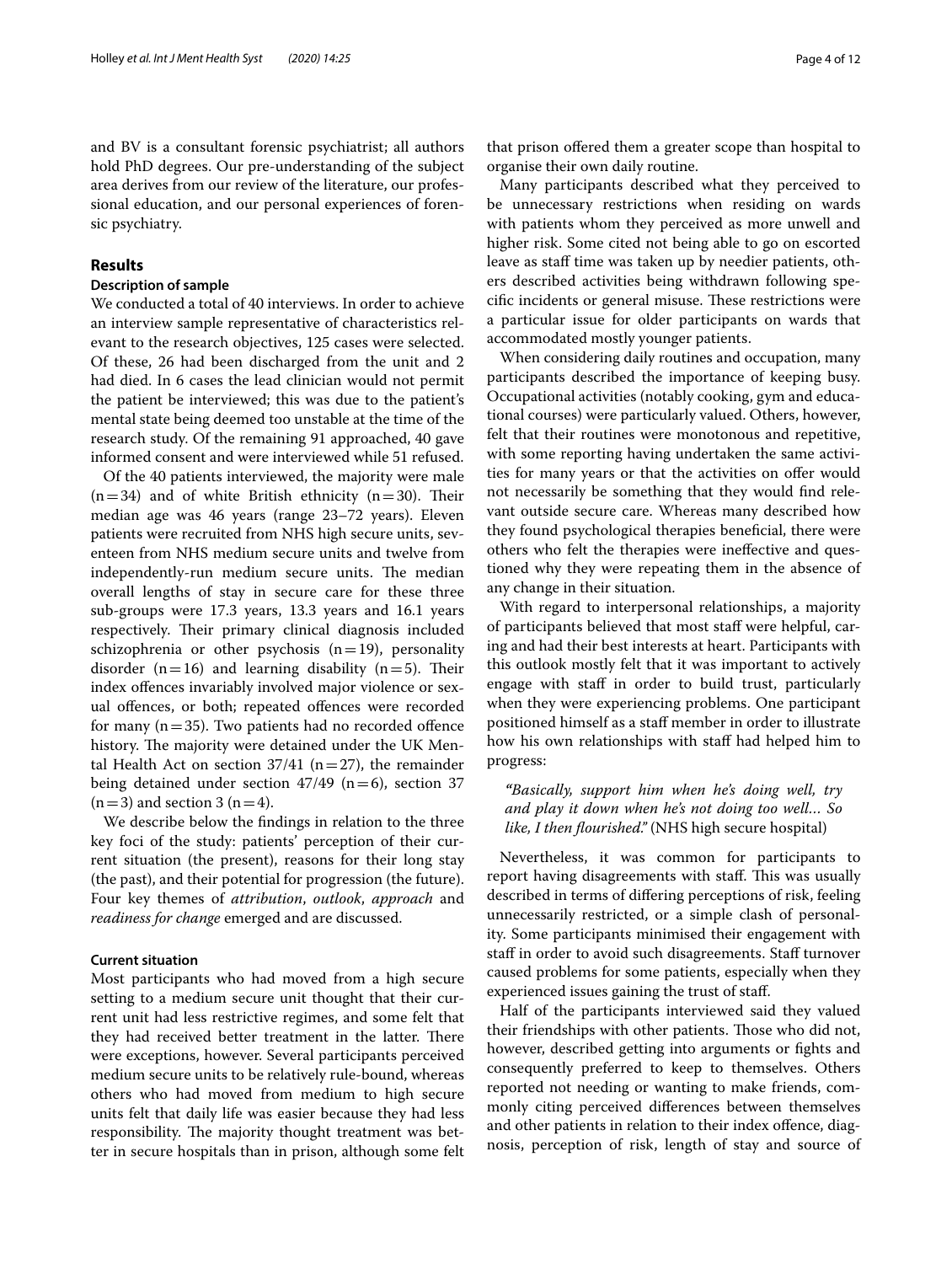and BV is a consultant forensic psychiatrist; all authors hold PhD degrees. Our pre-understanding of the subject area derives from our review of the literature, our professional education, and our personal experiences of forensic psychiatry.

## Results

### Description of sample

We conducted a total of 40 interviews. In order to achieve an interview sample representative of characteristics relevant to the research objectives, 125 cases were selected. Of these, 26 had been discharged from the unit and 2 had died. In 6 cases the lead clinician would not permit the patient be interviewed; this was due to the patient's mental state being deemed too unstable at the time of the research study. Of the remaining 91 approached, 40 gave informed consent and were interviewed while 51 refused.

Of the 40 patients interviewed, the majority were male ($n=34$) and of white British ethnicity ($n=30$). Their median age was 46 years (range 23–72 years). Eleven patients were recruited from NHS high secure units, seventeen from NHS medium secure units and twelve from independently-run medium secure units. The median overall lengths of stay in secure care for these three sub-groups were 17.3 years, 13.3 years and 16.1 years respectively. Their primary clinical diagnosis included schizophrenia or other psychosis ($n=19$), personality disorder ($n=16$) and learning disability ($n=5$). Their index offences invariably involved major violence or sexual offences, or both; repeated offences were recorded for many ($n=35$). Two patients had no recorded offence history. The majority were detained under the UK Mental Health Act on section 37/41 ($n=27$), the remainder being detained under section 47/49 ($n=6$), section 37 ($n=3$) and section 3 ($n=4$).

We describe below the findings in relation to the three key foci of the study: patients' perception of their current situation (the present), reasons for their long stay (the past), and their potential for progression (the future). Four key themes of *attribution*, *outlook*, *approach* and *readiness for change* emerged and are discussed.

### Current situation

Most participants who had moved from a high secure setting to a medium secure unit thought that their current unit had less restrictive regimes, and some felt that they had received better treatment in the latter. There were exceptions, however. Several participants perceived medium secure units to be relatively rule-bound, whereas others who had moved from medium to high secure units felt that daily life was easier because they had less responsibility. The majority thought treatment was better in secure hospitals than in prison, although some felt that prison offered them a greater scope than hospital to organise their own daily routine.

Many participants described what they perceived to be unnecessary restrictions when residing on wards with patients whom they perceived as more unwell and higher risk. Some cited not being able to go on escorted leave as staff time was taken up by needier patients, others described activities being withdrawn following specific incidents or general misuse. These restrictions were a particular issue for older participants on wards that accommodated mostly younger patients.

When considering daily routines and occupation, many participants described the importance of keeping busy. Occupational activities (notably cooking, gym and educational courses) were particularly valued. Others, however, felt that their routines were monotonous and repetitive, with some reporting having undertaken the same activities for many years or that the activities on offer would not necessarily be something that they would find relevant outside secure care. Whereas many described how they found psychological therapies beneficial, there were others who felt the therapies were ineffective and questioned why they were repeating them in the absence of any change in their situation.

With regard to interpersonal relationships, a majority of participants believed that most staff were helpful, caring and had their best interests at heart. Participants with this outlook mostly felt that it was important to actively engage with staff in order to build trust, particularly when they were experiencing problems. One participant positioned himself as a staff member in order to illustrate how his own relationships with staff had helped him to progress:

> *"Basically, support him when he's doing well, try and play it down when he's not doing too well... So like, I then flourished."* (NHS high secure hospital)

Nevertheless, it was common for participants to report having disagreements with staff. This was usually described in terms of differing perceptions of risk, feeling unnecessarily restricted, or a simple clash of personality. Some participants minimised their engagement with staff in order to avoid such disagreements. Staff turnover caused problems for some patients, especially when they experienced issues gaining the trust of staff.

Half of the participants interviewed said they valued their friendships with other patients. Those who did not, however, described getting into arguments or fights and consequently preferred to keep to themselves. Others reported not needing or wanting to make friends, commonly citing perceived differences between themselves and other patients in relation to their index offence, diagnosis, perception of risk, length of stay and source of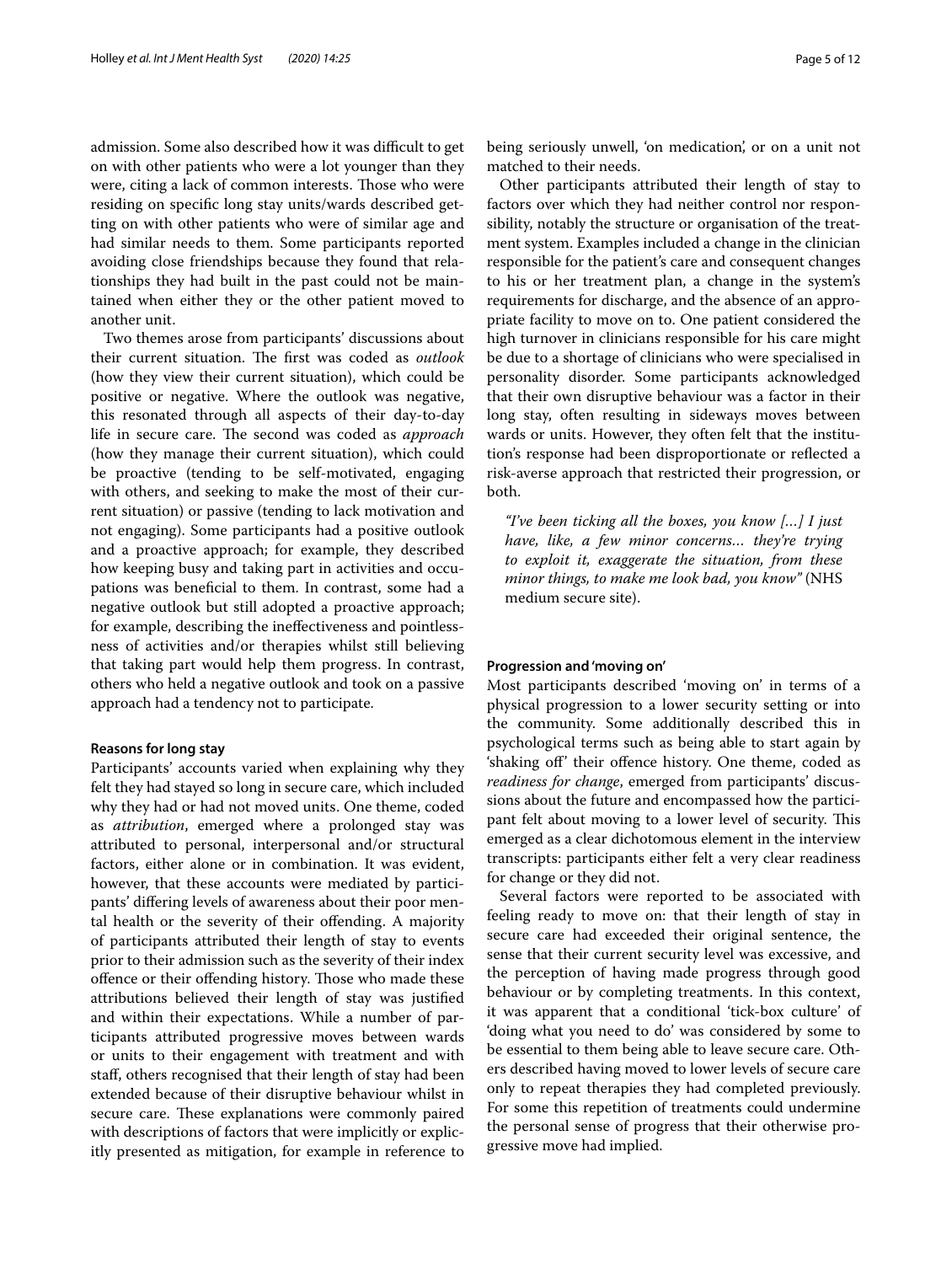admission. Some also described how it was difficult to get on with other patients who were a lot younger than they were, citing a lack of common interests. Those who were residing on specific long stay units/wards described getting on with other patients who were of similar age and had similar needs to them. Some participants reported avoiding close friendships because they found that relationships they had built in the past could not be maintained when either they or the other patient moved to another unit.

Two themes arose from participants' discussions about their current situation. The first was coded as *outlook* (how they view their current situation), which could be positive or negative. Where the outlook was negative, this resonated through all aspects of their day-to-day life in secure care. The second was coded as *approach* (how they manage their current situation), which could be proactive (tending to be self-motivated, engaging with others, and seeking to make the most of their current situation) or passive (tending to lack motivation and not engaging). Some participants had a positive outlook and a proactive approach; for example, they described how keeping busy and taking part in activities and occupations was beneficial to them. In contrast, some had a negative outlook but still adopted a proactive approach; for example, describing the ineffectiveness and pointlessness of activities and/or therapies whilst still believing that taking part would help them progress. In contrast, others who held a negative outlook and took on a passive approach had a tendency not to participate.

#### Reasons for long stay

Participants' accounts varied when explaining why they felt they had stayed so long in secure care, which included why they had or had not moved units. One theme, coded as *attribution*, emerged where a prolonged stay was attributed to personal, interpersonal and/or structural factors, either alone or in combination. It was evident, however, that these accounts were mediated by participants' differing levels of awareness about their poor mental health or the severity of their offending. A majority of participants attributed their length of stay to events prior to their admission such as the severity of their index offence or their offending history. Those who made these attributions believed their length of stay was justified and within their expectations. While a number of participants attributed progressive moves between wards or units to their engagement with treatment and with staff, others recognised that their length of stay had been extended because of their disruptive behaviour whilst in secure care. These explanations were commonly paired with descriptions of factors that were implicitly or explicitly presented as mitigation, for example in reference to being seriously unwell, 'on medication', or on a unit not matched to their needs.

Other participants attributed their length of stay to factors over which they had neither control nor responsibility, notably the structure or organisation of the treatment system. Examples included a change in the clinician responsible for the patient's care and consequent changes to his or her treatment plan, a change in the system's requirements for discharge, and the absence of an appropriate facility to move on to. One patient considered the high turnover in clinicians responsible for his care might be due to a shortage of clinicians who were specialised in personality disorder. Some participants acknowledged that their own disruptive behaviour was a factor in their long stay, often resulting in sideways moves between wards or units. However, they often felt that the institution's response had been disproportionate or reflected a risk-averse approach that restricted their progression, or both.

> *"I've been ticking all the boxes, you know […] I just have, like, a few minor concerns… they're trying to exploit it, exaggerate the situation, from these minor things, to make me look bad, you know"* (NHS medium secure site).

#### Progression and 'moving on'

Most participants described 'moving on' in terms of a physical progression to a lower security setting or into the community. Some additionally described this in psychological terms such as being able to start again by 'shaking off' their offence history. One theme, coded as *readiness for change*, emerged from participants' discussions about the future and encompassed how the participant felt about moving to a lower level of security. This emerged as a clear dichotomous element in the interview transcripts: participants either felt a very clear readiness for change or they did not.

Several factors were reported to be associated with feeling ready to move on: that their length of stay in secure care had exceeded their original sentence, the sense that their current security level was excessive, and the perception of having made progress through good behaviour or by completing treatments. In this context, it was apparent that a conditional 'tick-box culture' of 'doing what you need to do' was considered by some to be essential to them being able to leave secure care. Others described having moved to lower levels of secure care only to repeat therapies they had completed previously. For some this repetition of treatments could undermine the personal sense of progress that their otherwise progressive move had implied.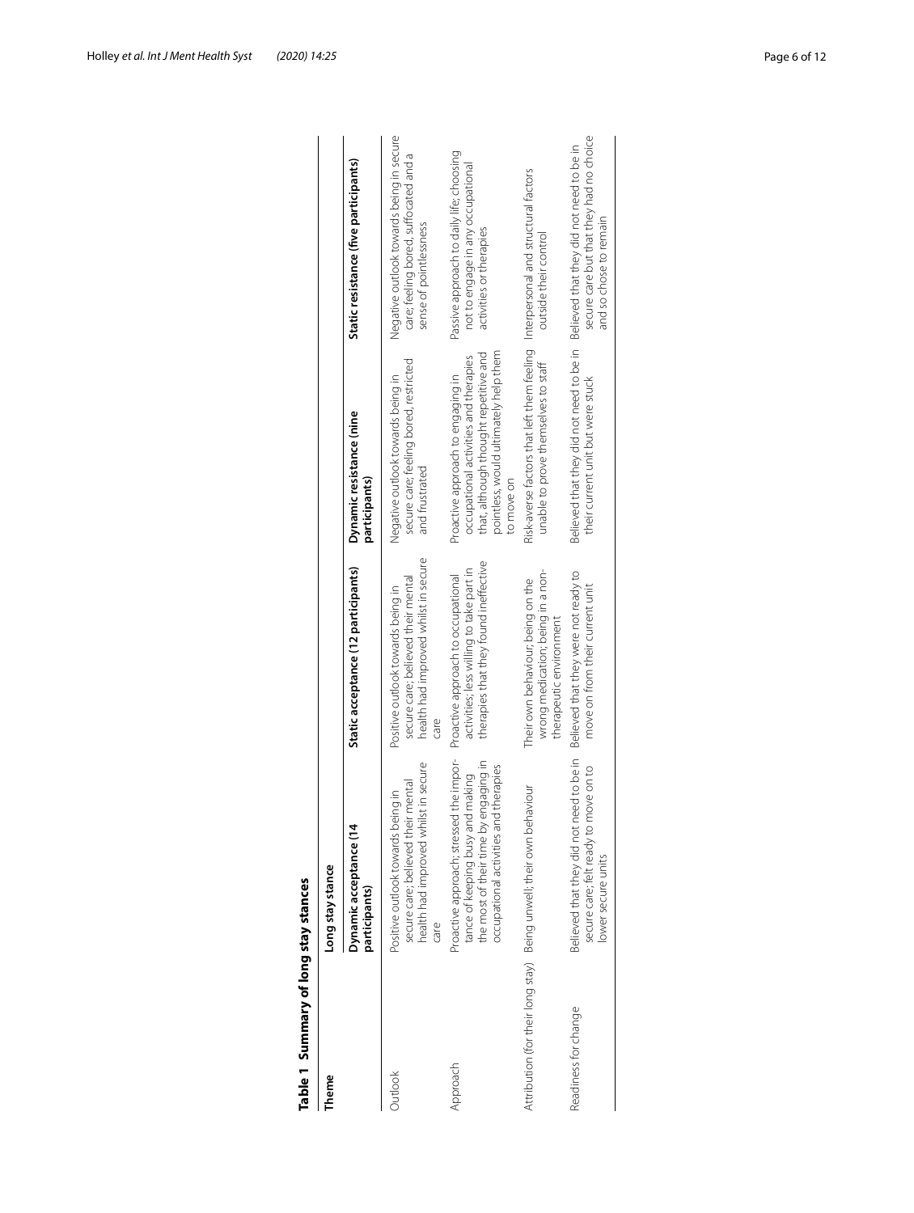**Table 1 Summary of long stay stances**

| Theme | Long stay stance | | | |
|---|---|---|---|---|
| | Dynamic acceptance (14 participants) | Static acceptance (12 participants) | Dynamic resistance (nine participants) | Static resistance (five participants) |
| Outlook | Positive outlook towards being in secure care; believed their mental health had improved whilst in secure care | Positive outlook towards being in secure care; believed their mental health had improved whilst in secure care | Negative outlook towards being in secure care; feeling bored, restricted and frustrated | Negative outlook towards being in secure care; feeling bored, suffocated and a sense of pointlessness |
| Approach | Proactive approach; stressed the importance of keeping busy and making the most of their time by engaging in occupational activities and therapies | Proactive approach to occupational activities; less willing to take part in therapies that they found ineffective | Proactive approach to engaging in occupational activities and therapies that, although thought repetitive and pointless, would ultimately help them to move on | Passive approach to daily life; choosing not to engage in any occupational activities or therapies |
| Attribution (for their long stay) | Being unwell; their own behaviour | Their own behaviour; being on the wrong medication; being in a non-therapeutic environment | Risk-averse factors that left them feeling unable to prove themselves to staff | Interpersonal and structural factors outside their control |
| Readiness for change | Believed that they did not need to be in secure care; felt ready to move on to lower secure units | Believed that they were not ready to move on from their current unit | Believed that they did not need to be in their current unit but were stuck | Believed that they did not need to be in secure care but that they had no choice and so chose to remain |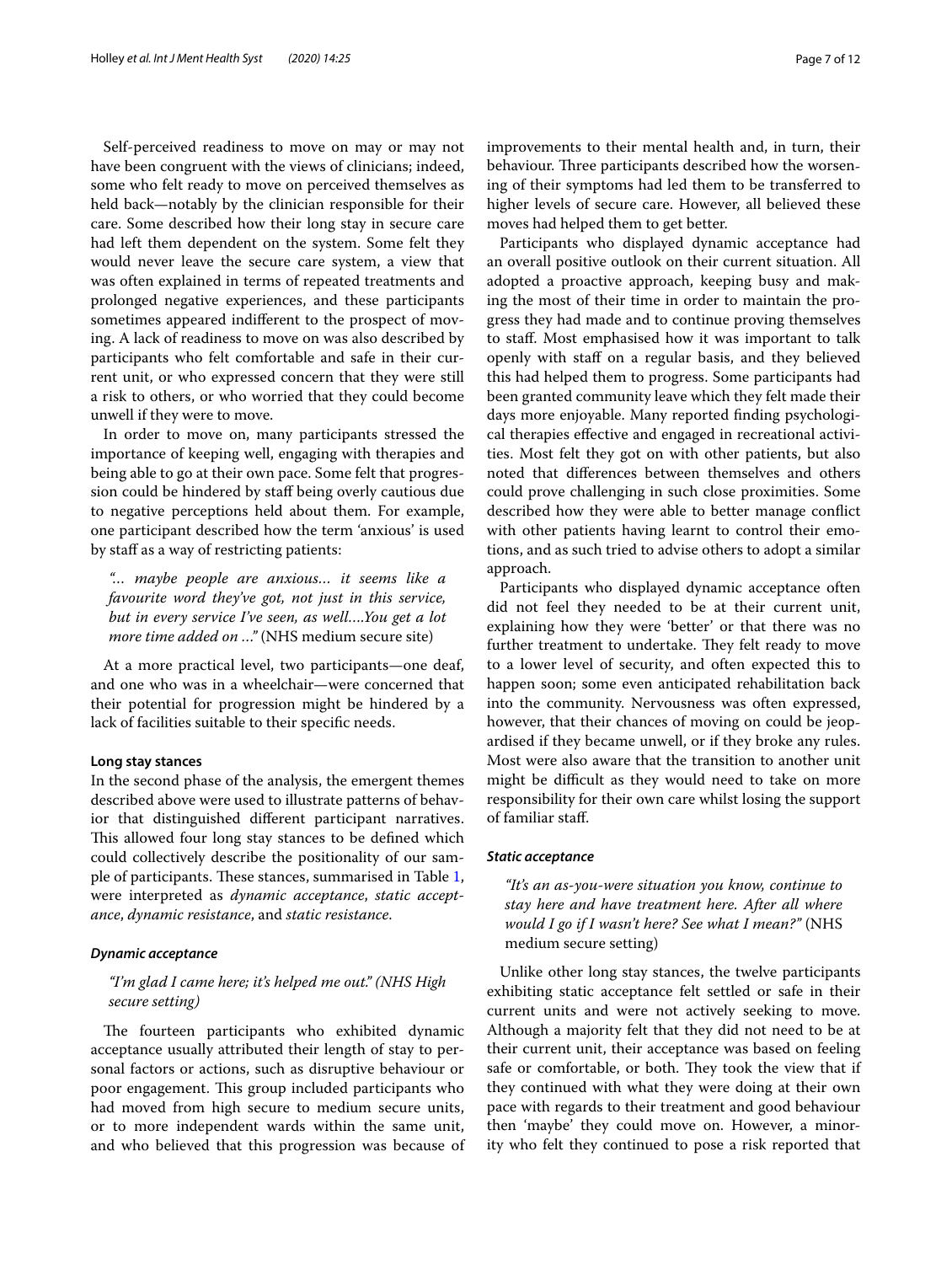Self-perceived readiness to move on may or may not have been congruent with the views of clinicians; indeed, some who felt ready to move on perceived themselves as held back—notably by the clinician responsible for their care. Some described how their long stay in secure care had left them dependent on the system. Some felt they would never leave the secure care system, a view that was often explained in terms of repeated treatments and prolonged negative experiences, and these participants sometimes appeared indifferent to the prospect of moving. A lack of readiness to move on was also described by participants who felt comfortable and safe in their current unit, or who expressed concern that they were still a risk to others, or who worried that they could become unwell if they were to move.

In order to move on, many participants stressed the importance of keeping well, engaging with therapies and being able to go at their own pace. Some felt that progression could be hindered by staff being overly cautious due to negative perceptions held about them. For example, one participant described how the term 'anxious' is used by staff as a way of restricting patients:

> *"… maybe people are anxious… it seems like a favourite word they've got, not just in this service, but in every service I've seen, as well….You get a lot more time added on …"* (NHS medium secure site)

At a more practical level, two participants—one deaf, and one who was in a wheelchair—were concerned that their potential for progression might be hindered by a lack of facilities suitable to their specific needs.

#### Long stay stances

In the second phase of the analysis, the emergent themes described above were used to illustrate patterns of behavior that distinguished different participant narratives. This allowed four long stay stances to be defined which could collectively describe the positionality of our sample of participants. These stances, summarised in Table 1, were interpreted as *dynamic acceptance*, *static acceptance*, *dynamic resistance*, and *static resistance*.

##### *Dynamic acceptance*

> *"I'm glad I came here; it's helped me out." (NHS High secure setting)*

The fourteen participants who exhibited dynamic acceptance usually attributed their length of stay to personal factors or actions, such as disruptive behaviour or poor engagement. This group included participants who had moved from high secure to medium secure units, or to more independent wards within the same unit, and who believed that this progression was because of improvements to their mental health and, in turn, their behaviour. Three participants described how the worsening of their symptoms had led them to be transferred to higher levels of secure care. However, all believed these moves had helped them to get better.

Participants who displayed dynamic acceptance had an overall positive outlook on their current situation. All adopted a proactive approach, keeping busy and making the most of their time in order to maintain the progress they had made and to continue proving themselves to staff. Most emphasised how it was important to talk openly with staff on a regular basis, and they believed this had helped them to progress. Some participants had been granted community leave which they felt made their days more enjoyable. Many reported finding psychological therapies effective and engaged in recreational activities. Most felt they got on with other patients, but also noted that differences between themselves and others could prove challenging in such close proximities. Some described how they were able to better manage conflict with other patients having learnt to control their emotions, and as such tried to advise others to adopt a similar approach.

Participants who displayed dynamic acceptance often did not feel they needed to be at their current unit, explaining how they were 'better' or that there was no further treatment to undertake. They felt ready to move to a lower level of security, and often expected this to happen soon; some even anticipated rehabilitation back into the community. Nervousness was often expressed, however, that their chances of moving on could be jeopardised if they became unwell, or if they broke any rules. Most were also aware that the transition to another unit might be difficult as they would need to take on more responsibility for their own care whilst losing the support of familiar staff.

##### *Static acceptance*

> *"It's an as-you-were situation you know, continue to stay here and have treatment here. After all where would I go if I wasn't here? See what I mean?"* (NHS medium secure setting)

Unlike other long stay stances, the twelve participants exhibiting static acceptance felt settled or safe in their current units and were not actively seeking to move. Although a majority felt that they did not need to be at their current unit, their acceptance was based on feeling safe or comfortable, or both. They took the view that if they continued with what they were doing at their own pace with regards to their treatment and good behaviour then 'maybe' they could move on. However, a minority who felt they continued to pose a risk reported that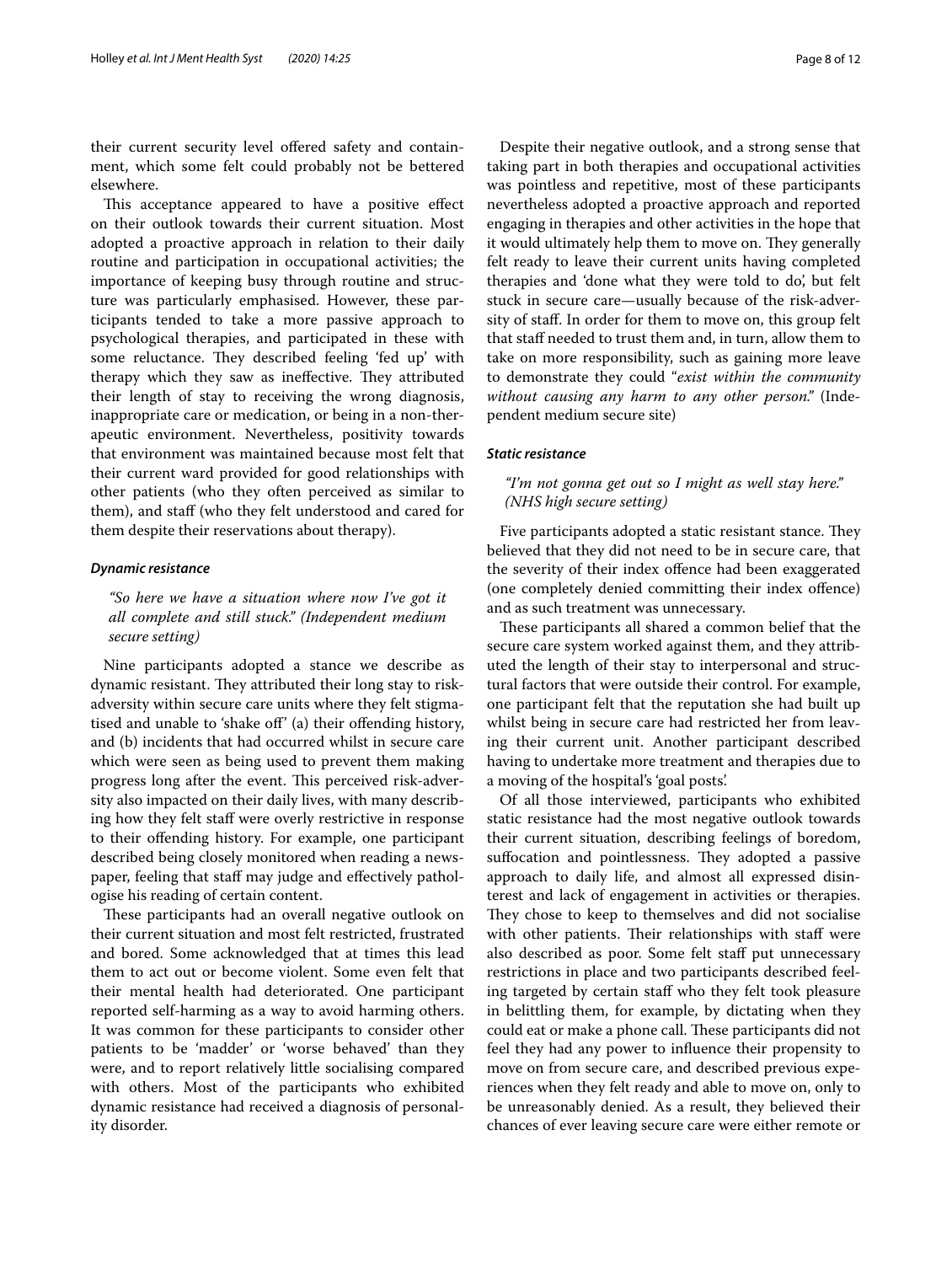their current security level offered safety and containment, which some felt could probably not be bettered elsewhere.

This acceptance appeared to have a positive effect on their outlook towards their current situation. Most adopted a proactive approach in relation to their daily routine and participation in occupational activities; the importance of keeping busy through routine and structure was particularly emphasised. However, these participants tended to take a more passive approach to psychological therapies, and participated in these with some reluctance. They described feeling 'fed up' with therapy which they saw as ineffective. They attributed their length of stay to receiving the wrong diagnosis, inappropriate care or medication, or being in a non-therapeutic environment. Nevertheless, positivity towards that environment was maintained because most felt that their current ward provided for good relationships with other patients (who they often perceived as similar to them), and staff (who they felt understood and cared for them despite their reservations about therapy).

#### *Dynamic resistance*

> *"So here we have a situation where now I've got it all complete and still stuck."* (Independent medium secure setting)

Nine participants adopted a stance we describe as dynamic resistant. They attributed their long stay to risk-adversity within secure care units where they felt stigmatised and unable to 'shake off' (a) their offending history, and (b) incidents that had occurred whilst in secure care which were seen as being used to prevent them making progress long after the event. This perceived risk-adversity also impacted on their daily lives, with many describing how they felt staff were overly restrictive in response to their offending history. For example, one participant described being closely monitored when reading a newspaper, feeling that staff may judge and effectively pathologise his reading of certain content.

These participants had an overall negative outlook on their current situation and most felt restricted, frustrated and bored. Some acknowledged that at times this lead them to act out or become violent. Some even felt that their mental health had deteriorated. One participant reported self-harming as a way to avoid harming others. It was common for these participants to consider other patients to be 'madder' or 'worse behaved' than they were, and to report relatively little socialising compared with others. Most of the participants who exhibited dynamic resistance had received a diagnosis of personality disorder.

Despite their negative outlook, and a strong sense that taking part in both therapies and occupational activities was pointless and repetitive, most of these participants nevertheless adopted a proactive approach and reported engaging in therapies and other activities in the hope that it would ultimately help them to move on. They generally felt ready to leave their current units having completed therapies and 'done what they were told to do', but felt stuck in secure care—usually because of the risk-adversity of staff. In order for them to move on, this group felt that staff needed to trust them and, in turn, allow them to take on more responsibility, such as gaining more leave to demonstrate they could "*exist within the community without causing any harm to any other person.*" (Independent medium secure site)

#### *Static resistance*

> *"I'm not gonna get out so I might as well stay here."* (NHS high secure setting)

Five participants adopted a static resistant stance. They believed that they did not need to be in secure care, that the severity of their index offence had been exaggerated (one completely denied committing their index offence) and as such treatment was unnecessary.

These participants all shared a common belief that the secure care system worked against them, and they attributed the length of their stay to interpersonal and structural factors that were outside their control. For example, one participant felt that the reputation she had built up whilst being in secure care had restricted her from leaving their current unit. Another participant described having to undertake more treatment and therapies due to a moving of the hospital's 'goal posts'.

Of all those interviewed, participants who exhibited static resistance had the most negative outlook towards their current situation, describing feelings of boredom, suffocation and pointlessness. They adopted a passive approach to daily life, and almost all expressed disinterest and lack of engagement in activities or therapies. They chose to keep to themselves and did not socialise with other patients. Their relationships with staff were also described as poor. Some felt staff put unnecessary restrictions in place and two participants described feeling targeted by certain staff who they felt took pleasure in belittling them, for example, by dictating when they could eat or make a phone call. These participants did not feel they had any power to influence their propensity to move on from secure care, and described previous experiences when they felt ready and able to move on, only to be unreasonably denied. As a result, they believed their chances of ever leaving secure care were either remote or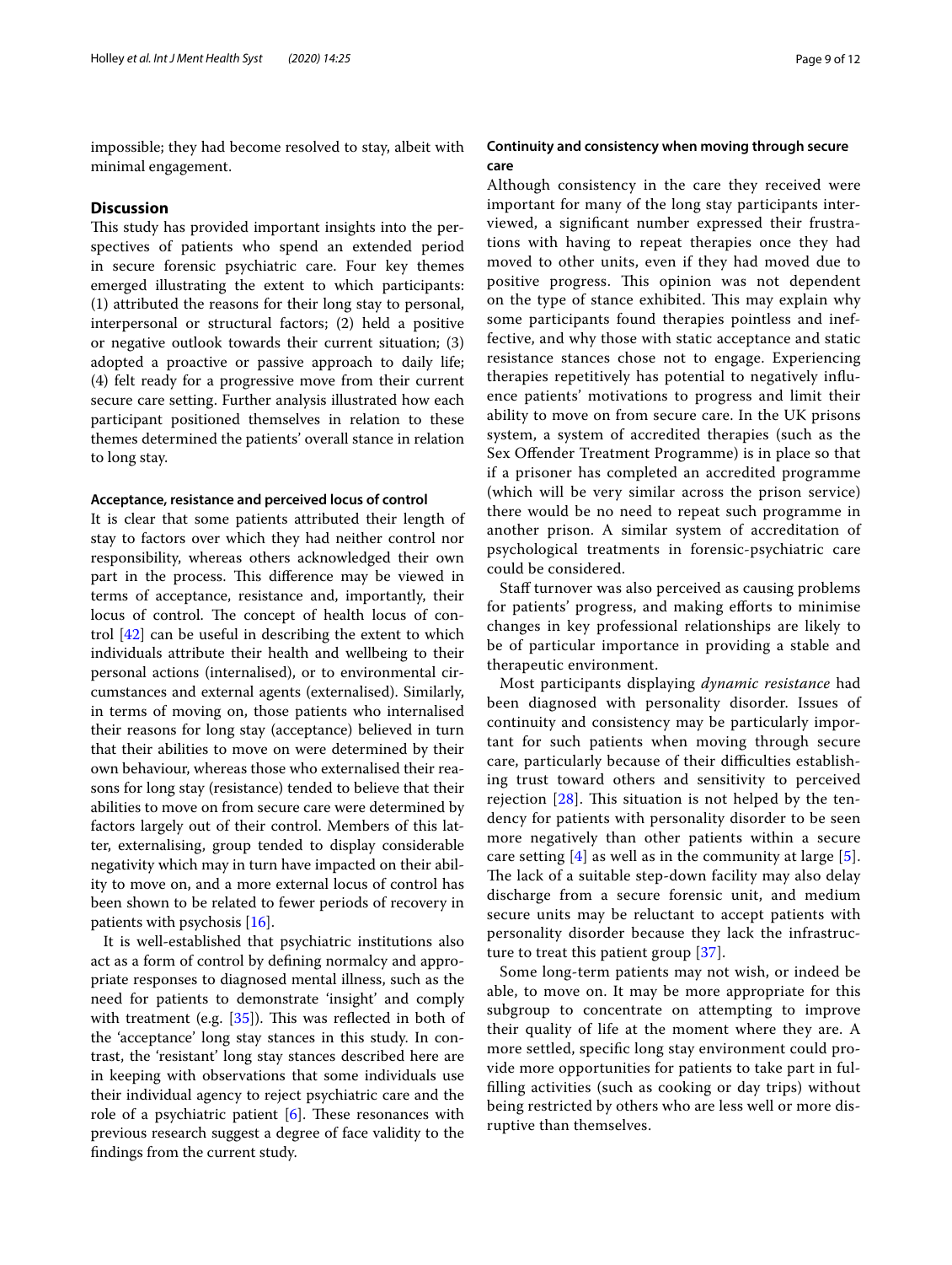impossible; they had become resolved to stay, albeit with minimal engagement.

## Discussion

This study has provided important insights into the perspectives of patients who spend an extended period in secure forensic psychiatric care. Four key themes emerged illustrating the extent to which participants: (1) attributed the reasons for their long stay to personal, interpersonal or structural factors; (2) held a positive or negative outlook towards their current situation; (3) adopted a proactive or passive approach to daily life; (4) felt ready for a progressive move from their current secure care setting. Further analysis illustrated how each participant positioned themselves in relation to these themes determined the patients' overall stance in relation to long stay.

### Acceptance, resistance and perceived locus of control

It is clear that some patients attributed their length of stay to factors over which they had neither control nor responsibility, whereas others acknowledged their own part in the process. This difference may be viewed in terms of acceptance, resistance and, importantly, their locus of control. The concept of health locus of control [42] can be useful in describing the extent to which individuals attribute their health and wellbeing to their personal actions (internalised), or to environmental circumstances and external agents (externalised). Similarly, in terms of moving on, those patients who internalised their reasons for long stay (acceptance) believed in turn that their abilities to move on were determined by their own behaviour, whereas those who externalised their reasons for long stay (resistance) tended to believe that their abilities to move on from secure care were determined by factors largely out of their control. Members of this latter, externalising, group tended to display considerable negativity which may in turn have impacted on their ability to move on, and a more external locus of control has been shown to be related to fewer periods of recovery in patients with psychosis [16].

It is well-established that psychiatric institutions also act as a form of control by defining normalcy and appropriate responses to diagnosed mental illness, such as the need for patients to demonstrate 'insight' and comply with treatment (e.g. [35]). This was reflected in both of the 'acceptance' long stay stances in this study. In contrast, the 'resistant' long stay stances described here are in keeping with observations that some individuals use their individual agency to reject psychiatric care and the role of a psychiatric patient [6]. These resonances with previous research suggest a degree of face validity to the findings from the current study.

### Continuity and consistency when moving through secure care

Although consistency in the care they received were important for many of the long stay participants interviewed, a significant number expressed their frustrations with having to repeat therapies once they had moved to other units, even if they had moved due to positive progress. This opinion was not dependent on the type of stance exhibited. This may explain why some participants found therapies pointless and ineffective, and why those with static acceptance and static resistance stances chose not to engage. Experiencing therapies repetitively has potential to negatively influence patients' motivations to progress and limit their ability to move on from secure care. In the UK prisons system, a system of accredited therapies (such as the Sex Offender Treatment Programme) is in place so that if a prisoner has completed an accredited programme (which will be very similar across the prison service) there would be no need to repeat such programme in another prison. A similar system of accreditation of psychological treatments in forensic-psychiatric care could be considered.

Staff turnover was also perceived as causing problems for patients' progress, and making efforts to minimise changes in key professional relationships are likely to be of particular importance in providing a stable and therapeutic environment.

Most participants displaying *dynamic resistance* had been diagnosed with personality disorder. Issues of continuity and consistency may be particularly important for such patients when moving through secure care, particularly because of their difficulties establishing trust toward others and sensitivity to perceived rejection [28]. This situation is not helped by the tendency for patients with personality disorder to be seen more negatively than other patients within a secure care setting [4] as well as in the community at large [5]. The lack of a suitable step-down facility may also delay discharge from a secure forensic unit, and medium secure units may be reluctant to accept patients with personality disorder because they lack the infrastructure to treat this patient group [37].

Some long-term patients may not wish, or indeed be able, to move on. It may be more appropriate for this subgroup to concentrate on attempting to improve their quality of life at the moment where they are. A more settled, specific long stay environment could provide more opportunities for patients to take part in fulfilling activities (such as cooking or day trips) without being restricted by others who are less well or more disruptive than themselves.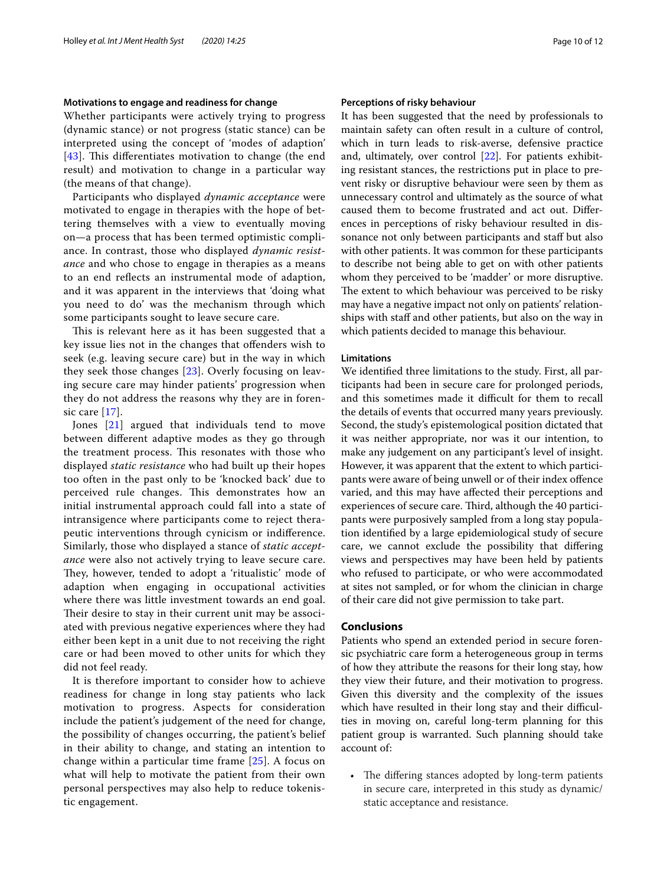### Motivations to engage and readiness for change

Whether participants were actively trying to progress (dynamic stance) or not progress (static stance) can be interpreted using the concept of 'modes of adaption' [43]. This differentiates motivation to change (the end result) and motivation to change in a particular way (the means of that change).

Participants who displayed *dynamic acceptance* were motivated to engage in therapies with the hope of bettering themselves with a view to eventually moving on—a process that has been termed optimistic compliance. In contrast, those who displayed *dynamic resistance* and who chose to engage in therapies as a means to an end reflects an instrumental mode of adaption, and it was apparent in the interviews that 'doing what you need to do' was the mechanism through which some participants sought to leave secure care.

This is relevant here as it has been suggested that a key issue lies not in the changes that offenders wish to seek (e.g. leaving secure care) but in the way in which they seek those changes [23]. Overly focusing on leaving secure care may hinder patients' progression when they do not address the reasons why they are in forensic care [17].

Jones [21] argued that individuals tend to move between different adaptive modes as they go through the treatment process. This resonates with those who displayed *static resistance* who had built up their hopes too often in the past only to be 'knocked back' due to perceived rule changes. This demonstrates how an initial instrumental approach could fall into a state of intransigence where participants come to reject therapeutic interventions through cynicism or indifference. Similarly, those who displayed a stance of *static acceptance* were also not actively trying to leave secure care. They, however, tended to adopt a 'ritualistic' mode of adaption when engaging in occupational activities where there was little investment towards an end goal. Their desire to stay in their current unit may be associated with previous negative experiences where they had either been kept in a unit due to not receiving the right care or had been moved to other units for which they did not feel ready.

It is therefore important to consider how to achieve readiness for change in long stay patients who lack motivation to progress. Aspects for consideration include the patient's judgement of the need for change, the possibility of changes occurring, the patient's belief in their ability to change, and stating an intention to change within a particular time frame [25]. A focus on what will help to motivate the patient from their own personal perspectives may also help to reduce tokenistic engagement.

### Perceptions of risky behaviour

It has been suggested that the need by professionals to maintain safety can often result in a culture of control, which in turn leads to risk-averse, defensive practice and, ultimately, over control [22]. For patients exhibiting resistant stances, the restrictions put in place to prevent risky or disruptive behaviour were seen by them as unnecessary control and ultimately as the source of what caused them to become frustrated and act out. Differences in perceptions of risky behaviour resulted in dissonance not only between participants and staff but also with other patients. It was common for these participants to describe not being able to get on with other patients whom they perceived to be 'madder' or more disruptive. The extent to which behaviour was perceived to be risky may have a negative impact not only on patients' relationships with staff and other patients, but also on the way in which patients decided to manage this behaviour.

### Limitations

We identified three limitations to the study. First, all participants had been in secure care for prolonged periods, and this sometimes made it difficult for them to recall the details of events that occurred many years previously. Second, the study's epistemological position dictated that it was neither appropriate, nor was it our intention, to make any judgement on any participant's level of insight. However, it was apparent that the extent to which participants were aware of being unwell or of their index offence varied, and this may have affected their perceptions and experiences of secure care. Third, although the 40 participants were purposively sampled from a long stay population identified by a large epidemiological study of secure care, we cannot exclude the possibility that differing views and perspectives may have been held by patients who refused to participate, or who were accommodated at sites not sampled, or for whom the clinician in charge of their care did not give permission to take part.

## Conclusions

Patients who spend an extended period in secure forensic psychiatric care form a heterogeneous group in terms of how they attribute the reasons for their long stay, how they view their future, and their motivation to progress. Given this diversity and the complexity of the issues which have resulted in their long stay and their difficulties in moving on, careful long-term planning for this patient group is warranted. Such planning should take account of:

- The differing stances adopted by long-term patients in secure care, interpreted in this study as dynamic/static acceptance and resistance.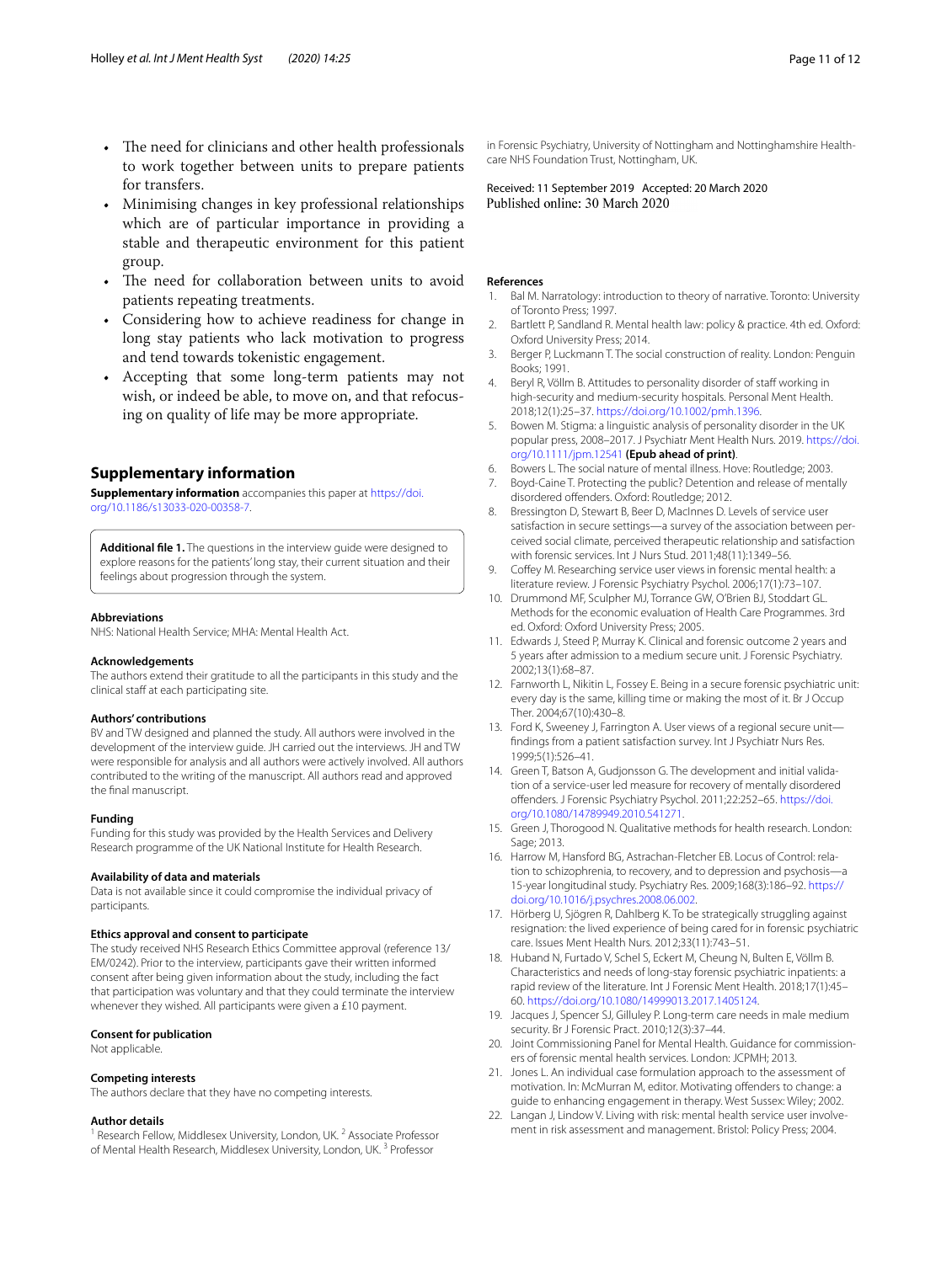- The need for clinicians and other health professionals to work together between units to prepare patients for transfers.
- Minimising changes in key professional relationships which are of particular importance in providing a stable and therapeutic environment for this patient group.
- The need for collaboration between units to avoid patients repeating treatments.
- Considering how to achieve readiness for change in long stay patients who lack motivation to progress and tend towards tokenistic engagement.
- Accepting that some long-term patients may not wish, or indeed be able, to move on, and that refocusing on quality of life may be more appropriate.

## Supplementary information

**Supplementary information** accompanies this paper at https://doi.org/10.1186/s13033-020-00358-7.

**Additional file 1.** The questions in the interview guide were designed to explore reasons for the patients' long stay, their current situation and their feelings about progression through the system.

### Abbreviations

NHS: National Health Service; MHA: Mental Health Act.

### Acknowledgements

The authors extend their gratitude to all the participants in this study and the clinical staff at each participating site.

### Authors' contributions

BV and TW designed and planned the study. All authors were involved in the development of the interview guide. JH carried out the interviews. JH and TW were responsible for analysis and all authors were actively involved. All authors contributed to the writing of the manuscript. All authors read and approved the final manuscript.

### Funding

Funding for this study was provided by the Health Services and Delivery Research programme of the UK National Institute for Health Research.

### Availability of data and materials

Data is not available since it could compromise the individual privacy of participants.

### Ethics approval and consent to participate

The study received NHS Research Ethics Committee approval (reference 13/EM/0242). Prior to the interview, participants gave their written informed consent after being given information about the study, including the fact that participation was voluntary and that they could terminate the interview whenever they wished. All participants were given a £10 payment.

### Consent for publication

Not applicable.

### Competing interests

The authors declare that they have no competing interests.

### Author details

[1] Research Fellow, Middlesex University, London, UK. [2] Associate Professor of Mental Health Research, Middlesex University, London, UK. [3] Professor in Forensic Psychiatry, University of Nottingham and Nottinghamshire Healthcare NHS Foundation Trust, Nottingham, UK.

Received: 11 September 2019 Accepted: 20 March 2020
Published online: 30 March 2020

### References

1. Bal M. Narratology: introduction to theory of narrative. Toronto: University of Toronto Press; 1997.
2. Bartlett P, Sandland R. Mental health law: policy & practice. 4th ed. Oxford: Oxford University Press; 2014.
3. Berger P, Luckmann T. The social construction of reality. London: Penguin Books; 1991.
4. Beryl R, Völlm B. Attitudes to personality disorder of staff working in high-security and medium-security hospitals. Personal Ment Health. 2018;12(1):25–37. https://doi.org/10.1002/pmh.1396.
5. Bowen M. Stigma: a linguistic analysis of personality disorder in the UK popular press, 2008–2017. J Psychiatr Ment Health Nurs. 2019. https://doi.org/10.1111/jpm.12541 **(Epub ahead of print)**.
6. Bowers L. The social nature of mental illness. Hove: Routledge; 2003.
7. Boyd-Caine T. Protecting the public? Detention and release of mentally disordered offenders. Oxford: Routledge; 2012.
8. Bressington D, Stewart B, Beer D, MacInnes D. Levels of service user satisfaction in secure settings—a survey of the association between perceived social climate, perceived therapeutic relationship and satisfaction with forensic services. Int J Nurs Stud. 2011;48(11):1349–56.
9. Coffey M. Researching service user views in forensic mental health: a literature review. J Forensic Psychiatry Psychol. 2006;17(1):73–107.
10. Drummond MF, Sculpher MJ, Torrance GW, O'Brien BJ, Stoddart GL. Methods for the economic evaluation of Health Care Programmes. 3rd ed. Oxford: Oxford University Press; 2005.
11. Edwards J, Steed P, Murray K. Clinical and forensic outcome 2 years and 5 years after admission to a medium secure unit. J Forensic Psychiatry. 2002;13(1):68–87.
12. Farnworth L, Nikitin L, Fossey E. Being in a secure forensic psychiatric unit: every day is the same, killing time or making the most of it. Br J Occup Ther. 2004;67(10):430–8.
13. Ford K, Sweeney J, Farrington A. User views of a regional secure unit—findings from a patient satisfaction survey. Int J Psychiatr Nurs Res. 1999;5(1):526–41.
14. Green T, Batson A, Gudjonsson G. The development and initial validation of a service-user led measure for recovery of mentally disordered offenders. J Forensic Psychiatry Psychol. 2011;22:252–65. https://doi.org/10.1080/14789949.2010.541271.
15. Green J, Thorogood N. Qualitative methods for health research. London: Sage; 2013.
16. Harrow M, Hansford BG, Astrachan-Fletcher EB. Locus of Control: relation to schizophrenia, to recovery, and to depression and psychosis—a 15-year longitudinal study. Psychiatry Res. 2009;168(3):186–92. https://doi.org/10.1016/j.psychres.2008.06.002.
17. Hörberg U, Sjögren R, Dahlberg K. To be strategically struggling against resignation: the lived experience of being cared for in forensic psychiatric care. Issues Ment Health Nurs. 2012;33(11):743–51.
18. Huband N, Furtado V, Schel S, Eckert M, Cheung N, Bulten E, Völlm B. Characteristics and needs of long-stay forensic psychiatric inpatients: a rapid review of the literature. Int J Forensic Ment Health. 2018;17(1):45–60. https://doi.org/10.1080/14999013.2017.1405124.
19. Jacques J, Spencer SJ, Gilluley P. Long-term care needs in male medium security. Br J Forensic Pract. 2010;12(3):37–44.
20. Joint Commissioning Panel for Mental Health. Guidance for commissioners of forensic mental health services. London: JCPMH; 2013.
21. Jones L. An individual case formulation approach to the assessment of motivation. In: McMurran M, editor. Motivating offenders to change: a guide to enhancing engagement in therapy. West Sussex: Wiley; 2002.
22. Langan J, Lindow V. Living with risk: mental health service user involvement in risk assessment and management. Bristol: Policy Press; 2004.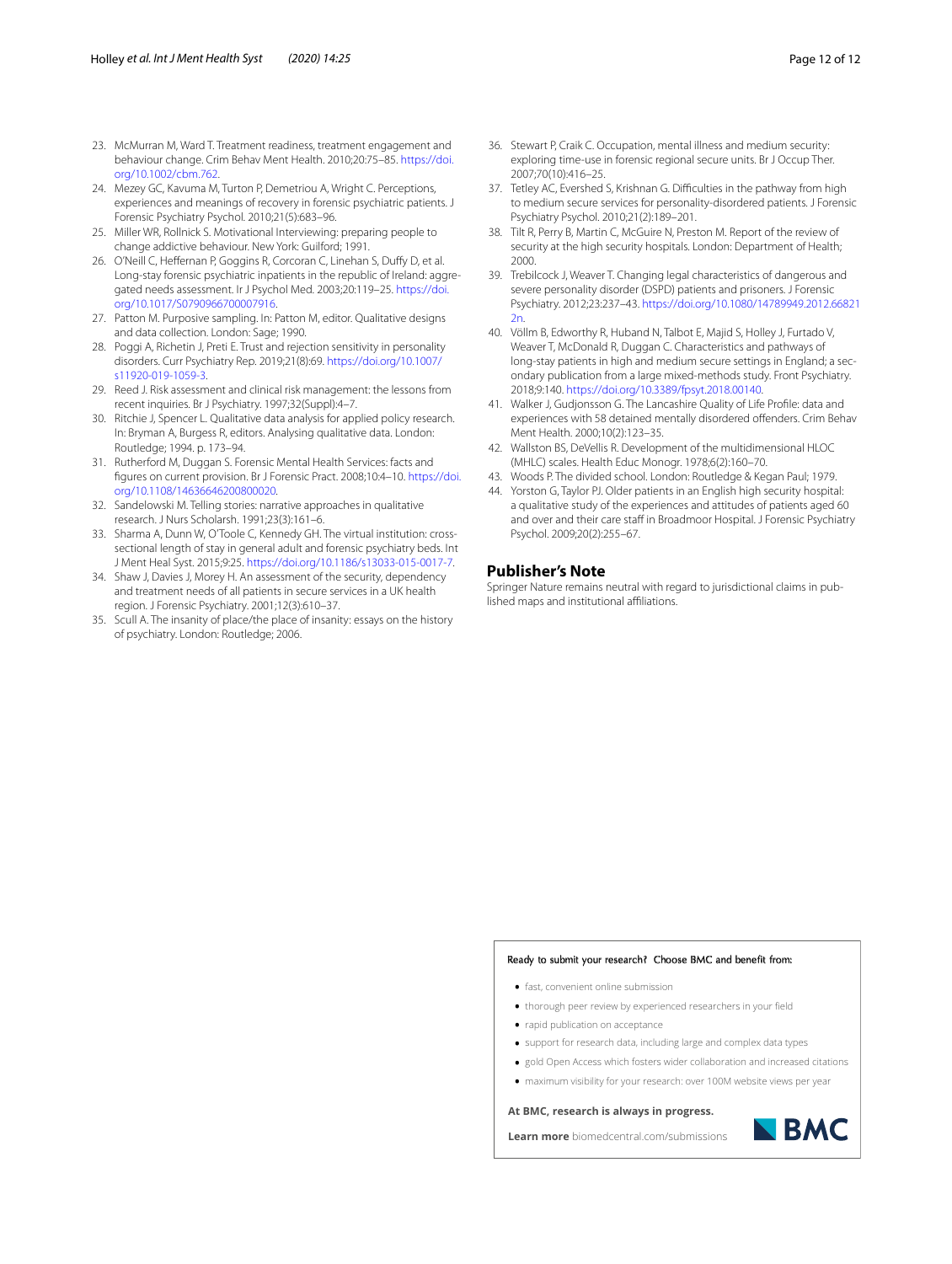23. McMurran M, Ward T. Treatment readiness, treatment engagement and behaviour change. Crim Behav Ment Health. 2010;20:75–85. https://doi.org/10.1002/cbm.762.
24. Mezey GC, Kavuma M, Turton P, Demetriou A, Wright C. Perceptions, experiences and meanings of recovery in forensic psychiatric patients. J Forensic Psychiatry Psychol. 2010;21(5):683–96.
25. Miller WR, Rollnick S. Motivational Interviewing: preparing people to change addictive behaviour. New York: Guilford; 1991.
26. O'Neill C, Heffernan P, Goggins R, Corcoran C, Linehan S, Duffy D, et al. Long-stay forensic psychiatric inpatients in the republic of Ireland: aggregated needs assessment. Ir J Psychol Med. 2003;20:119–25. https://doi.org/10.1017/S0790966700007916.
27. Patton M. Purposive sampling. In: Patton M, editor. Qualitative designs and data collection. London: Sage; 1990.
28. Poggi A, Richetin J, Preti E. Trust and rejection sensitivity in personality disorders. Curr Psychiatry Rep. 2019;21(8):69. https://doi.org/10.1007/s11920-019-1059-3.
29. Reed J. Risk assessment and clinical risk management: the lessons from recent inquiries. Br J Psychiatry. 1997;32(Suppl):4–7.
30. Ritchie J, Spencer L. Qualitative data analysis for applied policy research. In: Bryman A, Burgess R, editors. Analysing qualitative data. London: Routledge; 1994. p. 173–94.
31. Rutherford M, Duggan S. Forensic Mental Health Services: facts and figures on current provision. Br J Forensic Pract. 2008;10:4–10. https://doi.org/10.1108/14636646200800020.
32. Sandelowski M. Telling stories: narrative approaches in qualitative research. J Nurs Scholarsh. 1991;23(3):161–6.
33. Sharma A, Dunn W, O'Toole C, Kennedy GH. The virtual institution: cross-sectional length of stay in general adult and forensic psychiatry beds. Int J Ment Heal Syst. 2015;9:25. https://doi.org/10.1186/s13033-015-0017-7.
34. Shaw J, Davies J, Morey H. An assessment of the security, dependency and treatment needs of all patients in secure services in a UK health region. J Forensic Psychiatry. 2001;12(3):610–37.
35. Scull A. The insanity of place/the place of insanity: essays on the history of psychiatry. London: Routledge; 2006.
36. Stewart P, Craik C. Occupation, mental illness and medium security: exploring time-use in forensic regional secure units. Br J Occup Ther. 2007;70(10):416–25.
37. Tetley AC, Evershed S, Krishnan G. Difficulties in the pathway from high to medium secure services for personality-disordered patients. J Forensic Psychiatry Psychol. 2010;21(2):189–201.
38. Tilt R, Perry B, Martin C, McGuire N, Preston M. Report of the review of security at the high security hospitals. London: Department of Health; 2000.
39. Trebilcock J, Weaver T. Changing legal characteristics of dangerous and severe personality disorder (DSPD) patients and prisoners. J Forensic Psychiatry. 2012;23:237–43. https://doi.org/10.1080/14789949.2012.668212n.
40. Völlm B, Edworthy R, Huband N, Talbot E, Majid S, Holley J, Furtado V, Weaver T, McDonald R, Duggan C. Characteristics and pathways of long-stay patients in high and medium secure settings in England; a secondary publication from a large mixed-methods study. Front Psychiatry. 2018;9:140. https://doi.org/10.3389/fpsyt.2018.00140.
41. Walker J, Gudjonsson G. The Lancashire Quality of Life Profile: data and experiences with 58 detained mentally disordered offenders. Crim Behav Ment Health. 2000;10(2):123–35.
42. Wallston BS, DeVellis R. Development of the multidimensional HLOC (MHLC) scales. Health Educ Monogr. 1978;6(2):160–70.
43. Woods P. The divided school. London: Routledge & Kegan Paul; 1979.
44. Yorston G, Taylor PJ. Older patients in an English high security hospital: a qualitative study of the experiences and attitudes of patients aged 60 and over and their care staff in Broadmoor Hospital. J Forensic Psychiatry Psychol. 2009;20(2):255–67.

## Publisher's Note

Springer Nature remains neutral with regard to jurisdictional claims in published maps and institutional affiliations.

Ready to submit your research? Choose BMC and benefit from:

- fast, convenient online submission
- thorough peer review by experienced researchers in your field
- rapid publication on acceptance
- support for research data, including large and complex data types
- gold Open Access which fosters wider collaboration and increased citations
- maximum visibility for your research: over 100M website views per year

**At BMC, research is always in progress.**

**Learn more** biomedcentral.com/submissions

BMC